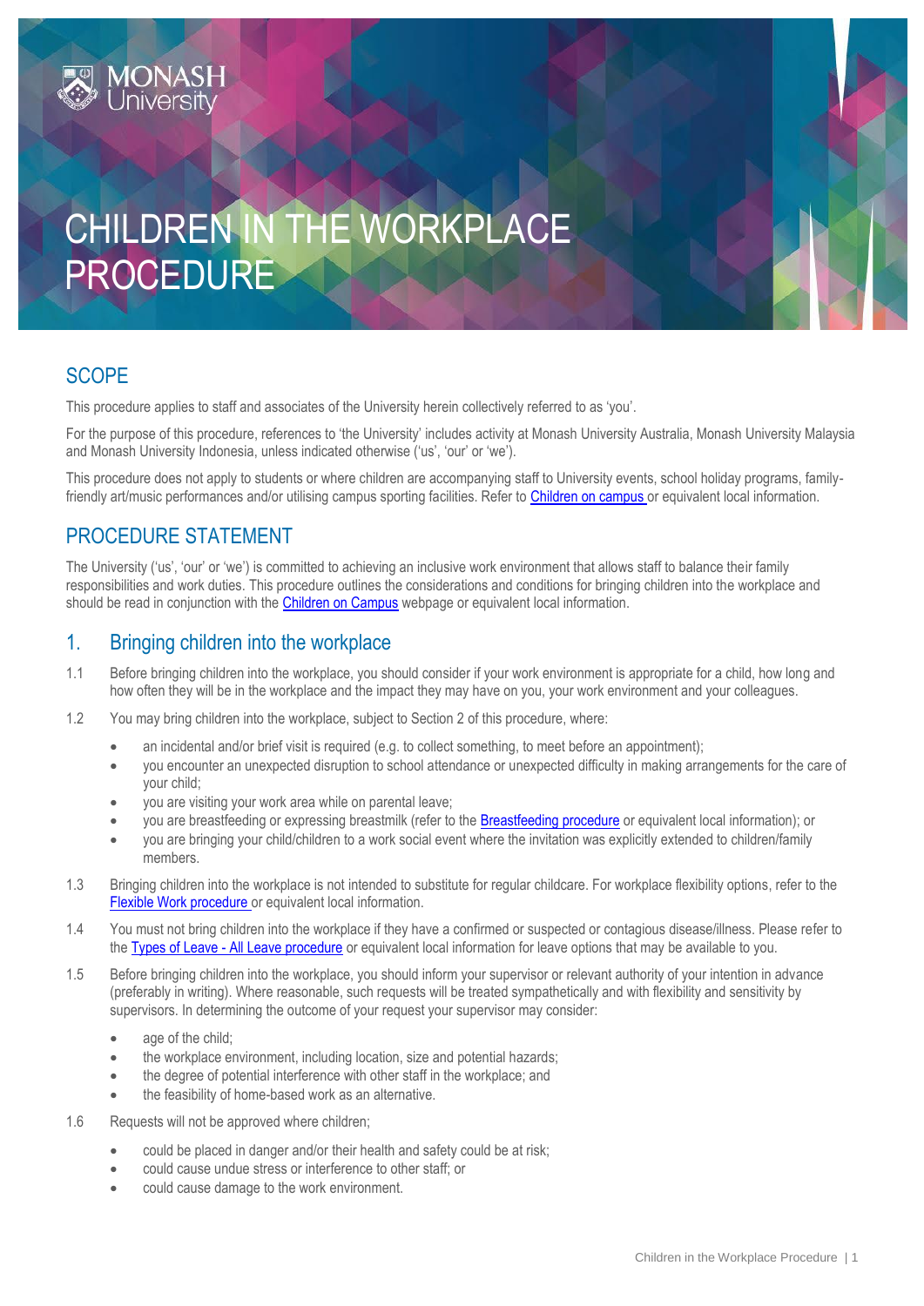# CHILDREN IN THE WORKPLACE PROCEDURE

## SCOPE

This procedure applies to staff and associates of the University herein collectively referred to as 'you'.

For the purpose of this procedure, references to 'the University' includes activity at Monash University Australia, Monash University Malaysia and Monash University Indonesia, unless indicated otherwise ('us', 'our' or 'we').

This procedure does not apply to students or where children are accompanying staff to University events, school holiday programs, family-friendly art/music performances and/or utilising campus sporting facilities. Refer to Children on campus or equivalent local information.

## PROCEDURE STATEMENT

The University ('us', 'our' or 'we') is committed to achieving an inclusive work environment that allows staff to balance their family responsibilities and work duties. This procedure outlines the considerations and conditions for bringing children into the workplace and should be read in conjunction with the Children on Campus webpage or equivalent local information.

## 1. Bringing children into the workplace

1.1 Before bringing children into the workplace, you should consider if your work environment is appropriate for a child, how long and how often they will be in the workplace and the impact they may have on you, your work environment and your colleagues.

1.2 You may bring children into the workplace, subject to Section 2 of this procedure, where:

- an incidental and/or brief visit is required (e.g. to collect something, to meet before an appointment);
- you encounter an unexpected disruption to school attendance or unexpected difficulty in making arrangements for the care of your child;
- you are visiting your work area while on parental leave;
- you are breastfeeding or expressing breastmilk (refer to the Breastfeeding procedure or equivalent local information); or
- you are bringing your child/children to a work social event where the invitation was explicitly extended to children/family members.

1.3 Bringing children into the workplace is not intended to substitute for regular childcare. For workplace flexibility options, refer to the Flexible Work procedure or equivalent local information.

1.4 You must not bring children into the workplace if they have a confirmed or suspected or contagious disease/illness. Please refer to the Types of Leave - All Leave procedure or equivalent local information for leave options that may be available to you.

1.5 Before bringing children into the workplace, you should inform your supervisor or relevant authority of your intention in advance (preferably in writing). Where reasonable, such requests will be treated sympathetically and with flexibility and sensitivity by supervisors. In determining the outcome of your request your supervisor may consider:

- age of the child;
- the workplace environment, including location, size and potential hazards;
- the degree of potential interference with other staff in the workplace; and
- the feasibility of home-based work as an alternative.

1.6 Requests will not be approved where children;

- could be placed in danger and/or their health and safety could be at risk;
- could cause undue stress or interference to other staff; or
- could cause damage to the work environment.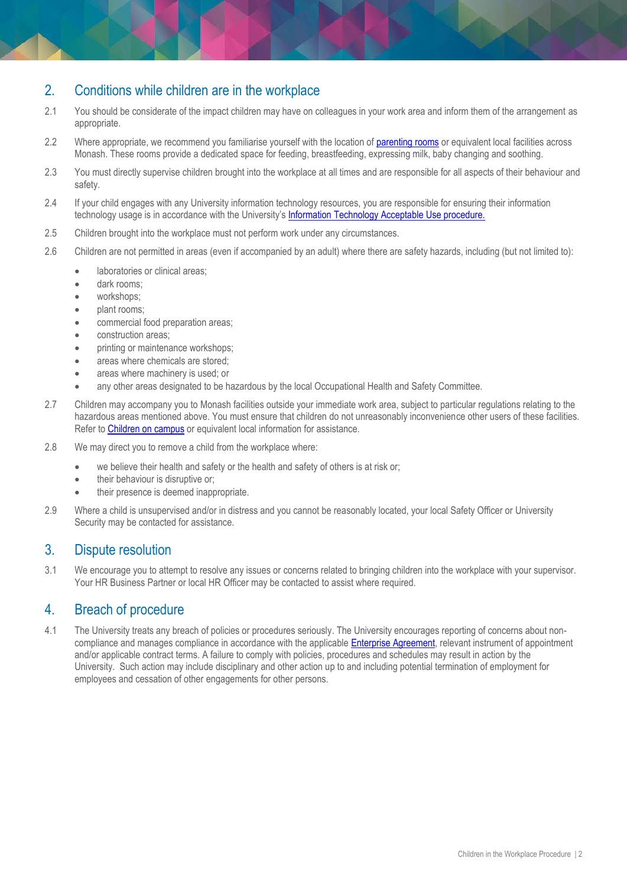## 2. Conditions while children are in the workplace

2.1 You should be considerate of the impact children may have on colleagues in your work area and inform them of the arrangement as appropriate.

2.2 Where appropriate, we recommend you familiarise yourself with the location of parenting rooms or equivalent local facilities across Monash. These rooms provide a dedicated space for feeding, breastfeeding, expressing milk, baby changing and soothing.

2.3 You must directly supervise children brought into the workplace at all times and are responsible for all aspects of their behaviour and safety.

2.4 If your child engages with any University information technology resources, you are responsible for ensuring their information technology usage is in accordance with the University's Information Technology Acceptable Use procedure.

2.5 Children brought into the workplace must not perform work under any circumstances.

2.6 Children are not permitted in areas (even if accompanied by an adult) where there are safety hazards, including (but not limited to):

- laboratories or clinical areas;
- dark rooms;
- workshops;
- plant rooms;
- commercial food preparation areas;
- construction areas;
- printing or maintenance workshops;
- areas where chemicals are stored;
- areas where machinery is used; or
- any other areas designated to be hazardous by the local Occupational Health and Safety Committee.

2.7 Children may accompany you to Monash facilities outside your immediate work area, subject to particular regulations relating to the hazardous areas mentioned above. You must ensure that children do not unreasonably inconvenience other users of these facilities. Refer to Children on campus or equivalent local information for assistance.

2.8 We may direct you to remove a child from the workplace where:

- we believe their health and safety or the health and safety of others is at risk or;
- their behaviour is disruptive or;
- their presence is deemed inappropriate.

2.9 Where a child is unsupervised and/or in distress and you cannot be reasonably located, your local Safety Officer or University Security may be contacted for assistance.

## 3. Dispute resolution

3.1 We encourage you to attempt to resolve any issues or concerns related to bringing children into the workplace with your supervisor. Your HR Business Partner or local HR Officer may be contacted to assist where required.

## 4. Breach of procedure

4.1 The University treats any breach of policies or procedures seriously. The University encourages reporting of concerns about non-compliance and manages compliance in accordance with the applicable Enterprise Agreement, relevant instrument of appointment and/or applicable contract terms. A failure to comply with policies, procedures and schedules may result in action by the University. Such action may include disciplinary and other action up to and including potential termination of employment for employees and cessation of other engagements for other persons.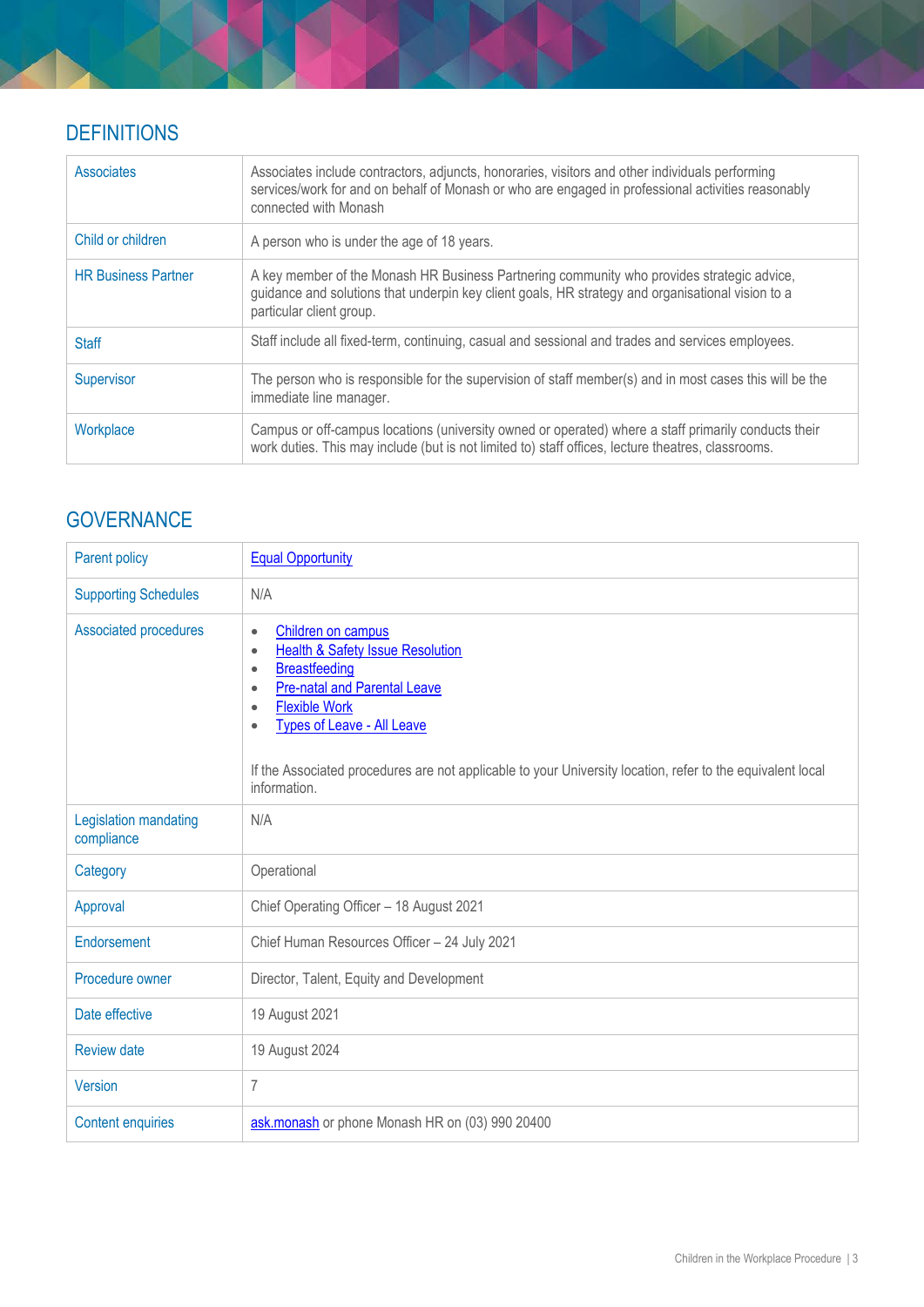## DEFINITIONS

| | |
|---|---|
| Associates | Associates include contractors, adjuncts, honoraries, visitors and other individuals performing services/work for and on behalf of Monash or who are engaged in professional activities reasonably connected with Monash |
| Child or children | A person who is under the age of 18 years. |
| HR Business Partner | A key member of the Monash HR Business Partnering community who provides strategic advice, guidance and solutions that underpin key client goals, HR strategy and organisational vision to a particular client group. |
| Staff | Staff include all fixed-term, continuing, casual and sessional and trades and services employees. |
| Supervisor | The person who is responsible for the supervision of staff member(s) and in most cases this will be the immediate line manager. |
| Workplace | Campus or off-campus locations (university owned or operated) where a staff primarily conducts their work duties. This may include (but is not limited to) staff offices, lecture theatres, classrooms. |

## GOVERNANCE

| | |
|---|---|
| Parent policy | Equal Opportunity |
| Supporting Schedules | N/A |
| Associated procedures | • Children on campus<br>• Health & Safety Issue Resolution<br>• Breastfeeding<br>• Pre-natal and Parental Leave<br>• Flexible Work<br>• Types of Leave - All Leave<br><br>If the Associated procedures are not applicable to your University location, refer to the equivalent local information. |
| Legislation mandating compliance | N/A |
| Category | Operational |
| Approval | Chief Operating Officer – 18 August 2021 |
| Endorsement | Chief Human Resources Officer – 24 July 2021 |
| Procedure owner | Director, Talent, Equity and Development |
| Date effective | 19 August 2021 |
| Review date | 19 August 2024 |
| Version | 7 |
| Content enquiries | ask.monash or phone Monash HR on (03) 990 20400 |